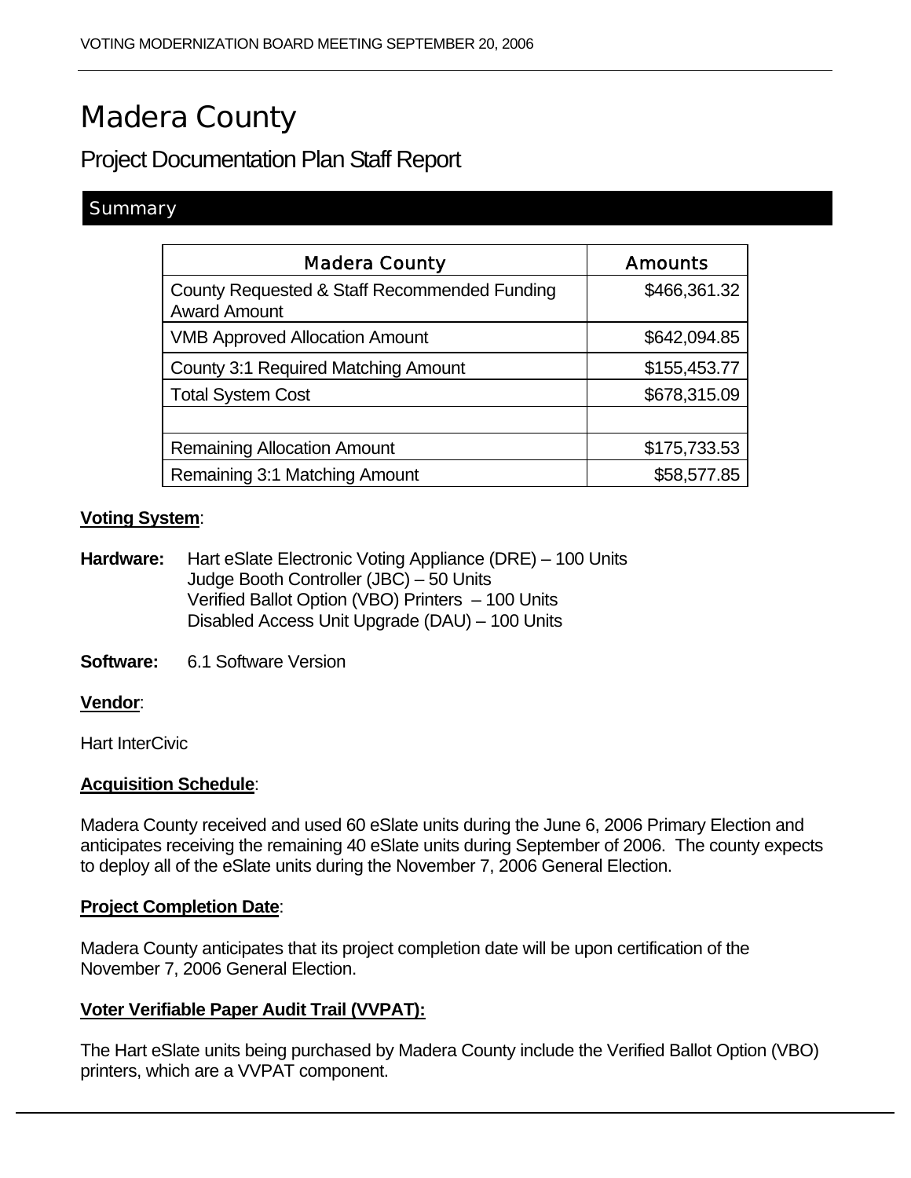# Madera County

## Project Documentation Plan Staff Report

### Summary

| Madera County | Amounts |
|---|---|
| County Requested & Staff Recommended Funding Award Amount | $466,361.32 |
| VMB Approved Allocation Amount | $642,094.85 |
| County 3:1 Required Matching Amount | $155,453.77 |
| Total System Cost | $678,315.09 |
| | |
| Remaining Allocation Amount | $175,733.53 |
| Remaining 3:1 Matching Amount | $58,577.85 |

**Voting System**:

**Hardware:** Hart eSlate Electronic Voting Appliance (DRE) – 100 Units
Judge Booth Controller (JBC) – 50 Units
Verified Ballot Option (VBO) Printers – 100 Units
Disabled Access Unit Upgrade (DAU) – 100 Units

**Software:** 6.1 Software Version

**Vendor**:

Hart InterCivic

**Acquisition Schedule**:

Madera County received and used 60 eSlate units during the June 6, 2006 Primary Election and anticipates receiving the remaining 40 eSlate units during September of 2006. The county expects to deploy all of the eSlate units during the November 7, 2006 General Election.

**Project Completion Date**:

Madera County anticipates that its project completion date will be upon certification of the November 7, 2006 General Election.

**Voter Verifiable Paper Audit Trail (VVPAT):**

The Hart eSlate units being purchased by Madera County include the Verified Ballot Option (VBO) printers, which are a VVPAT component.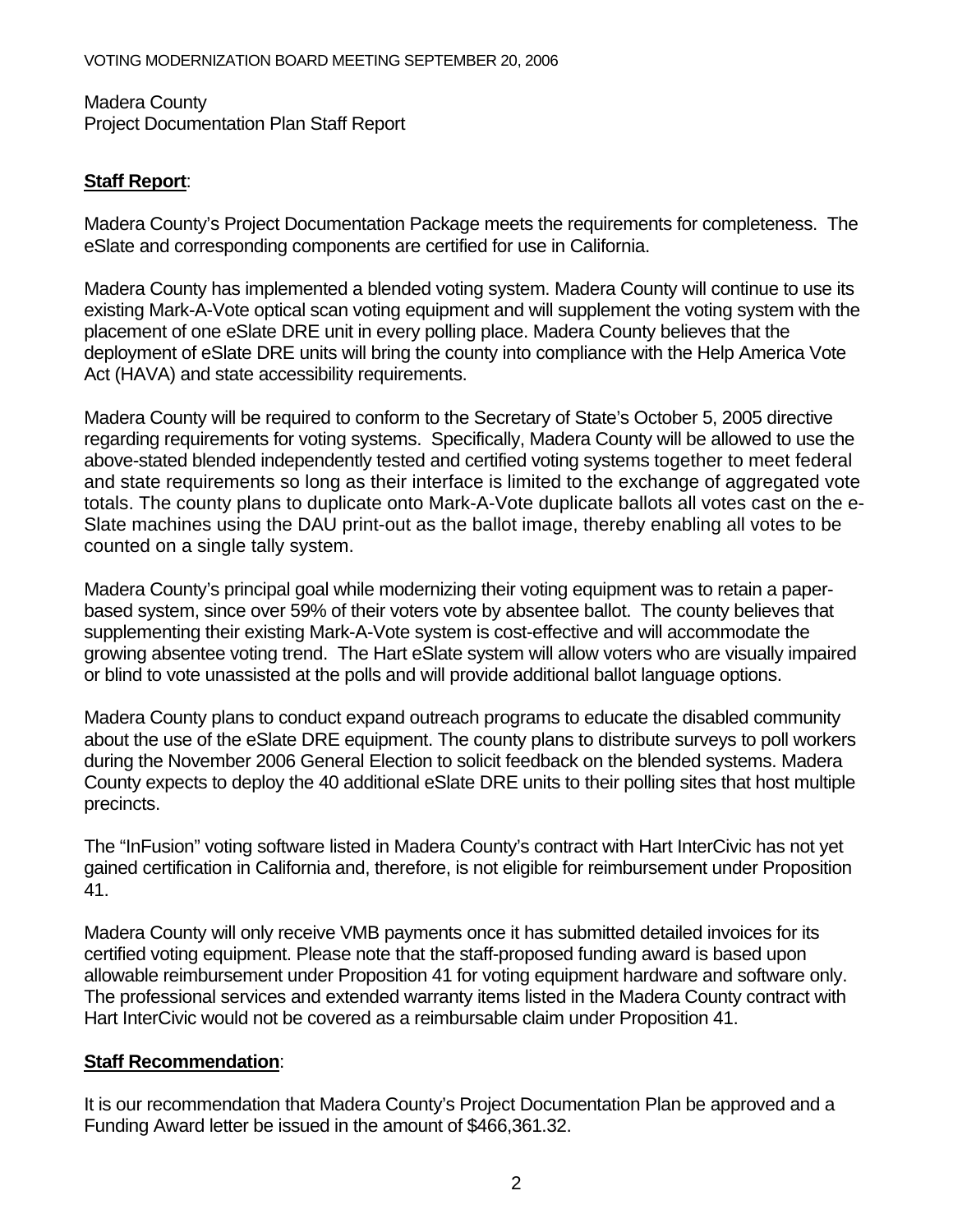VOTING MODERNIZATION BOARD MEETING SEPTEMBER 20, 2006

Madera County
Project Documentation Plan Staff Report

**Staff Report**:

Madera County's Project Documentation Package meets the requirements for completeness. The eSlate and corresponding components are certified for use in California.

Madera County has implemented a blended voting system. Madera County will continue to use its existing Mark-A-Vote optical scan voting equipment and will supplement the voting system with the placement of one eSlate DRE unit in every polling place. Madera County believes that the deployment of eSlate DRE units will bring the county into compliance with the Help America Vote Act (HAVA) and state accessibility requirements.

Madera County will be required to conform to the Secretary of State's October 5, 2005 directive regarding requirements for voting systems. Specifically, Madera County will be allowed to use the above-stated blended independently tested and certified voting systems together to meet federal and state requirements so long as their interface is limited to the exchange of aggregated vote totals. The county plans to duplicate onto Mark-A-Vote duplicate ballots all votes cast on the e-Slate machines using the DAU print-out as the ballot image, thereby enabling all votes to be counted on a single tally system.

Madera County's principal goal while modernizing their voting equipment was to retain a paper-based system, since over 59% of their voters vote by absentee ballot. The county believes that supplementing their existing Mark-A-Vote system is cost-effective and will accommodate the growing absentee voting trend. The Hart eSlate system will allow voters who are visually impaired or blind to vote unassisted at the polls and will provide additional ballot language options.

Madera County plans to conduct expand outreach programs to educate the disabled community about the use of the eSlate DRE equipment. The county plans to distribute surveys to poll workers during the November 2006 General Election to solicit feedback on the blended systems. Madera County expects to deploy the 40 additional eSlate DRE units to their polling sites that host multiple precincts.

The "InFusion" voting software listed in Madera County's contract with Hart InterCivic has not yet gained certification in California and, therefore, is not eligible for reimbursement under Proposition 41.

Madera County will only receive VMB payments once it has submitted detailed invoices for its certified voting equipment. Please note that the staff-proposed funding award is based upon allowable reimbursement under Proposition 41 for voting equipment hardware and software only. The professional services and extended warranty items listed in the Madera County contract with Hart InterCivic would not be covered as a reimbursable claim under Proposition 41.

**Staff Recommendation**:

It is our recommendation that Madera County's Project Documentation Plan be approved and a Funding Award letter be issued in the amount of $466,361.32.